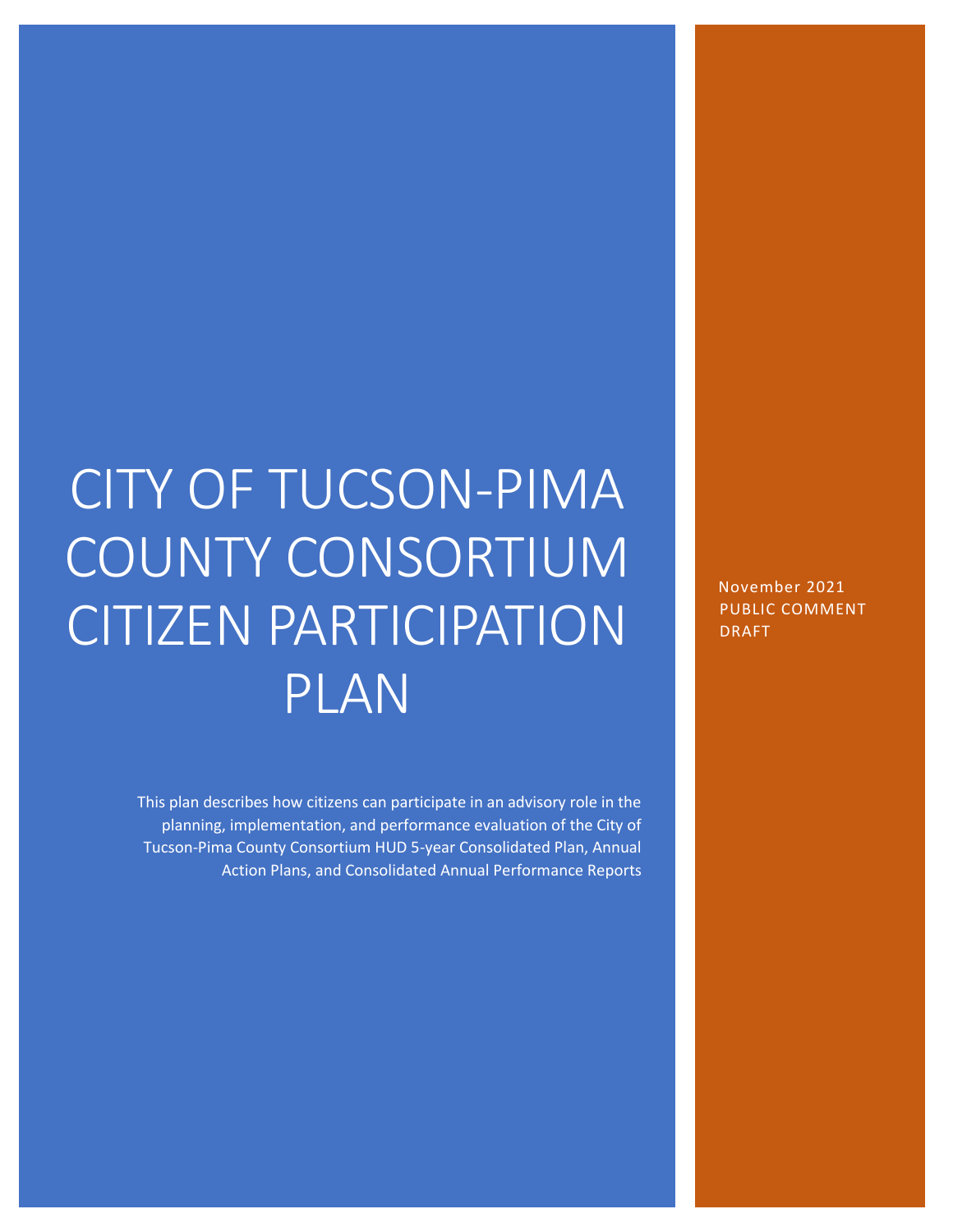# CITY OF TUCSON-PIMA COUNTY CONSORTIUM CITIZEN PARTICIPATION PLAN

This plan describes how citizens can participate in an advisory role in the planning, implementation, and performance evaluation of the City of Tucson-Pima County Consortium HUD 5-year Consolidated Plan, Annual Action Plans, and Consolidated Annual Performance Reports

November 2021
PUBLIC COMMENT DRAFT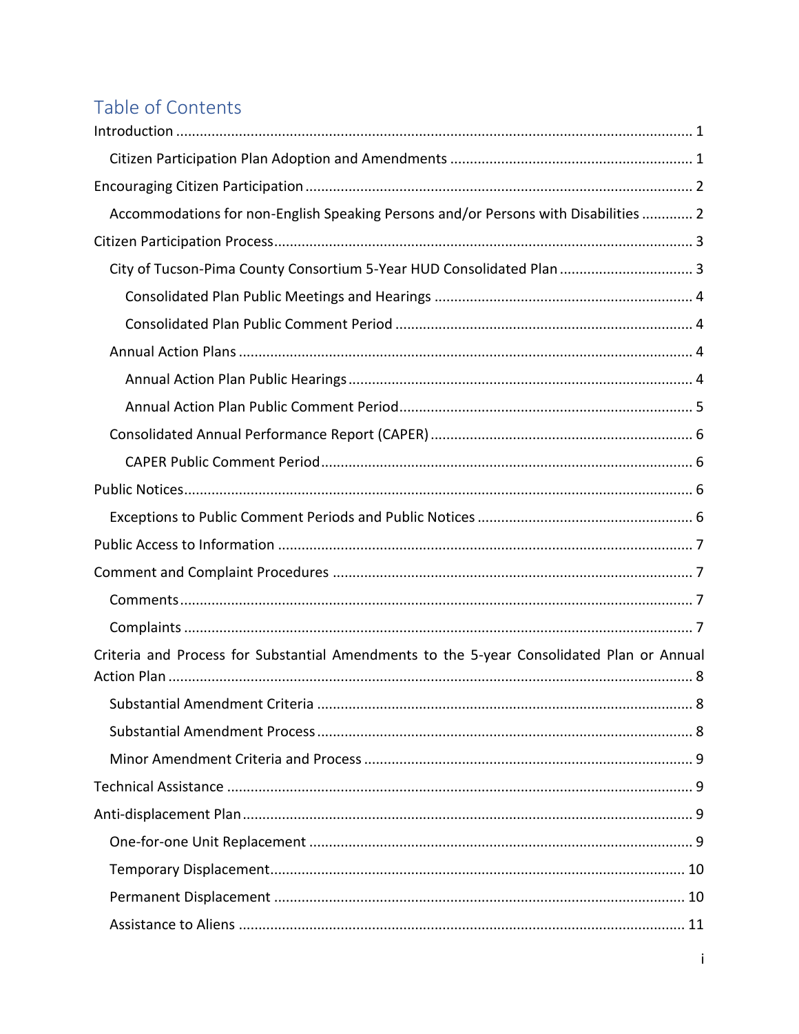## Table of Contents

- Introduction ..... 1
  - Citizen Participation Plan Adoption and Amendments ..... 1
- Encouraging Citizen Participation ..... 2
  - Accommodations for non-English Speaking Persons and/or Persons with Disabilities ..... 2
- Citizen Participation Process ..... 3
  - City of Tucson-Pima County Consortium 5-Year HUD Consolidated Plan ..... 3
    - Consolidated Plan Public Meetings and Hearings ..... 4
    - Consolidated Plan Public Comment Period ..... 4
  - Annual Action Plans ..... 4
    - Annual Action Plan Public Hearings ..... 4
    - Annual Action Plan Public Comment Period ..... 5
  - Consolidated Annual Performance Report (CAPER) ..... 6
    - CAPER Public Comment Period ..... 6
- Public Notices ..... 6
  - Exceptions to Public Comment Periods and Public Notices ..... 6
- Public Access to Information ..... 7
- Comment and Complaint Procedures ..... 7
  - Comments ..... 7
  - Complaints ..... 7
- Criteria and Process for Substantial Amendments to the 5-year Consolidated Plan or Annual Action Plan ..... 8
  - Substantial Amendment Criteria ..... 8
  - Substantial Amendment Process ..... 8
  - Minor Amendment Criteria and Process ..... 9
- Technical Assistance ..... 9
- Anti-displacement Plan ..... 9
  - One-for-one Unit Replacement ..... 9
  - Temporary Displacement ..... 10
  - Permanent Displacement ..... 10
  - Assistance to Aliens ..... 11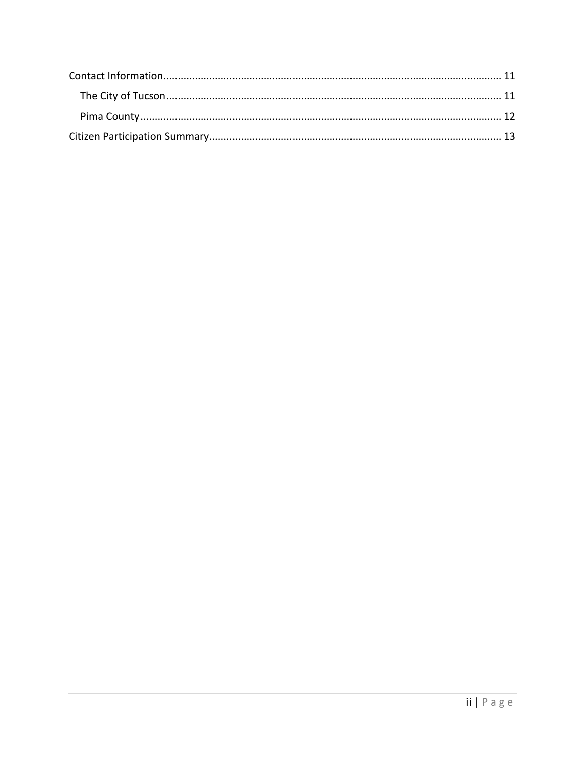Contact Information ........................................................................................................................ 11

- The City of Tucson ........................................................................................................................ 11
- Pima County .................................................................................................................................. 12

Citizen Participation Summary ........................................................................................................ 13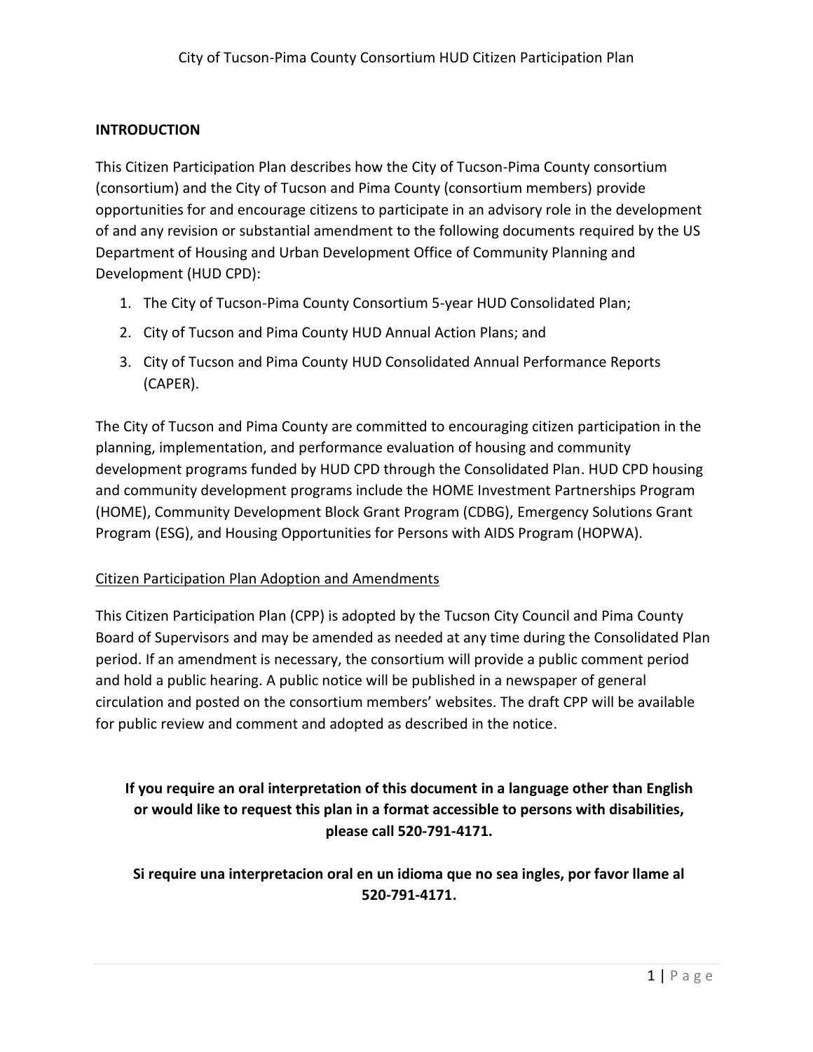## INTRODUCTION

This Citizen Participation Plan describes how the City of Tucson-Pima County consortium (consortium) and the City of Tucson and Pima County (consortium members) provide opportunities for and encourage citizens to participate in an advisory role in the development of and any revision or substantial amendment to the following documents required by the US Department of Housing and Urban Development Office of Community Planning and Development (HUD CPD):

1. The City of Tucson-Pima County Consortium 5-year HUD Consolidated Plan;
2. City of Tucson and Pima County HUD Annual Action Plans; and
3. City of Tucson and Pima County HUD Consolidated Annual Performance Reports (CAPER).

The City of Tucson and Pima County are committed to encouraging citizen participation in the planning, implementation, and performance evaluation of housing and community development programs funded by HUD CPD through the Consolidated Plan. HUD CPD housing and community development programs include the HOME Investment Partnerships Program (HOME), Community Development Block Grant Program (CDBG), Emergency Solutions Grant Program (ESG), and Housing Opportunities for Persons with AIDS Program (HOPWA).

<u>Citizen Participation Plan Adoption and Amendments</u>

This Citizen Participation Plan (CPP) is adopted by the Tucson City Council and Pima County Board of Supervisors and may be amended as needed at any time during the Consolidated Plan period. If an amendment is necessary, the consortium will provide a public comment period and hold a public hearing. A public notice will be published in a newspaper of general circulation and posted on the consortium members' websites. The draft CPP will be available for public review and comment and adopted as described in the notice.

**If you require an oral interpretation of this document in a language other than English or would like to request this plan in a format accessible to persons with disabilities, please call 520-791-4171.**

**Si require una interpretacion oral en un idioma que no sea ingles, por favor llame al 520-791-4171.**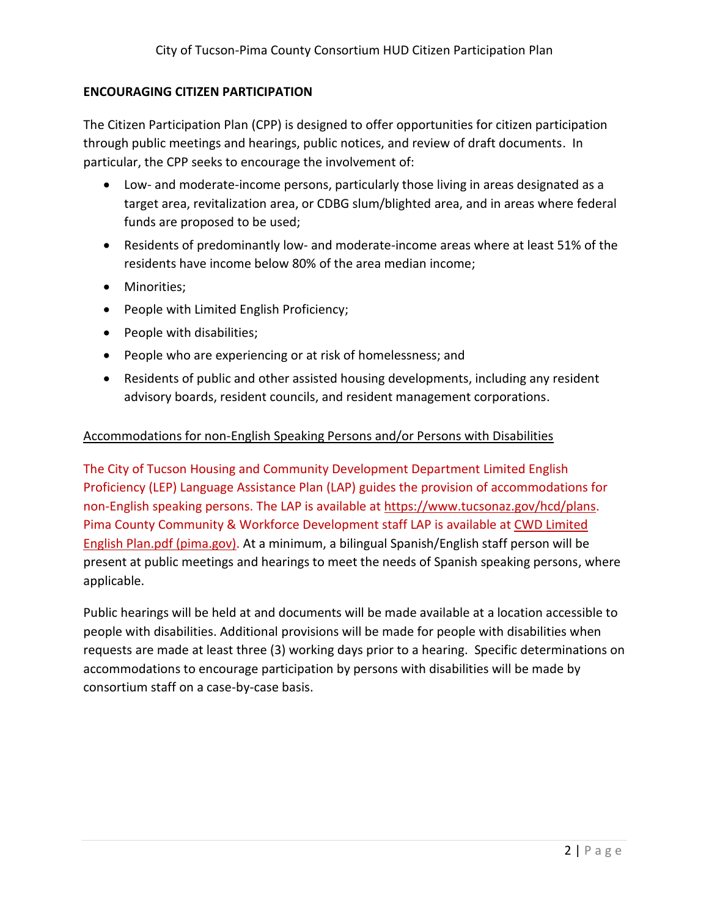## ENCOURAGING CITIZEN PARTICIPATION

The Citizen Participation Plan (CPP) is designed to offer opportunities for citizen participation through public meetings and hearings, public notices, and review of draft documents. In particular, the CPP seeks to encourage the involvement of:

- Low- and moderate-income persons, particularly those living in areas designated as a target area, revitalization area, or CDBG slum/blighted area, and in areas where federal funds are proposed to be used;
- Residents of predominantly low- and moderate-income areas where at least 51% of the residents have income below 80% of the area median income;
- Minorities;
- People with Limited English Proficiency;
- People with disabilities;
- People who are experiencing or at risk of homelessness; and
- Residents of public and other assisted housing developments, including any resident advisory boards, resident councils, and resident management corporations.

### Accommodations for non-English Speaking Persons and/or Persons with Disabilities

The City of Tucson Housing and Community Development Department Limited English Proficiency (LEP) Language Assistance Plan (LAP) guides the provision of accommodations for non-English speaking persons. The LAP is available at https://www.tucsonaz.gov/hcd/plans. Pima County Community & Workforce Development staff LAP is available at CWD Limited English Plan.pdf (pima.gov). At a minimum, a bilingual Spanish/English staff person will be present at public meetings and hearings to meet the needs of Spanish speaking persons, where applicable.

Public hearings will be held at and documents will be made available at a location accessible to people with disabilities. Additional provisions will be made for people with disabilities when requests are made at least three (3) working days prior to a hearing. Specific determinations on accommodations to encourage participation by persons with disabilities will be made by consortium staff on a case-by-case basis.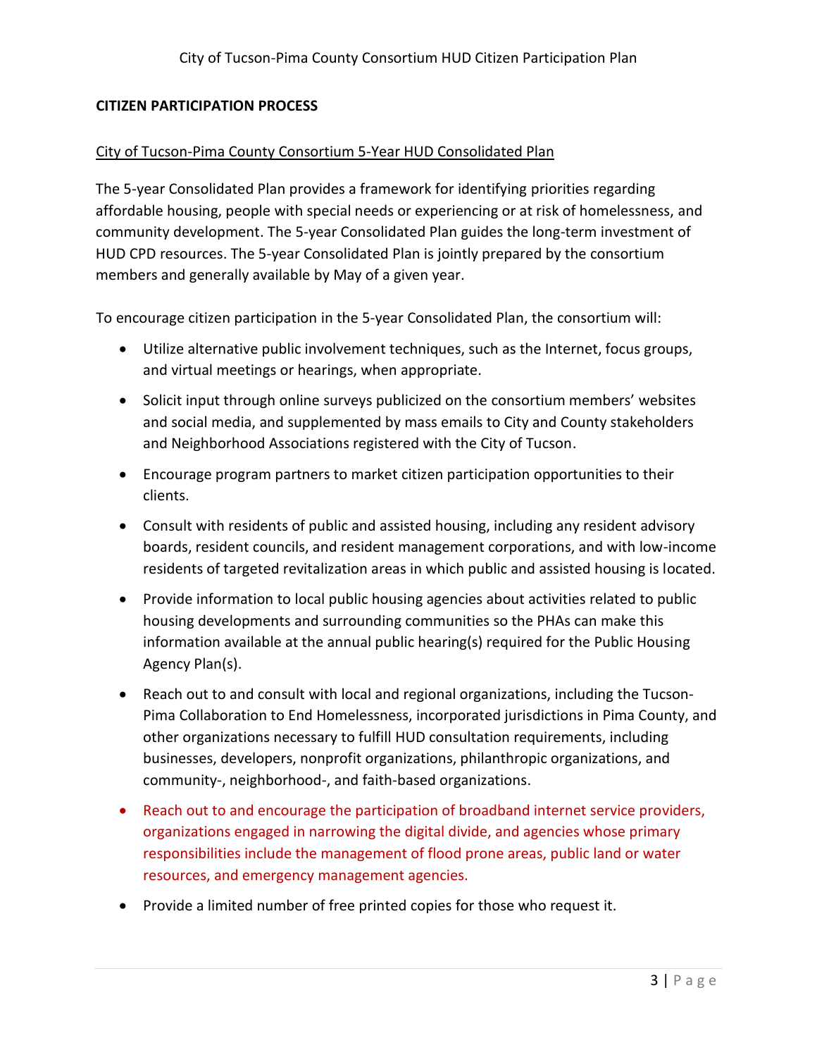## CITIZEN PARTICIPATION PROCESS

### City of Tucson-Pima County Consortium 5-Year HUD Consolidated Plan

The 5-year Consolidated Plan provides a framework for identifying priorities regarding affordable housing, people with special needs or experiencing or at risk of homelessness, and community development. The 5-year Consolidated Plan guides the long-term investment of HUD CPD resources. The 5-year Consolidated Plan is jointly prepared by the consortium members and generally available by May of a given year.

To encourage citizen participation in the 5-year Consolidated Plan, the consortium will:

- Utilize alternative public involvement techniques, such as the Internet, focus groups, and virtual meetings or hearings, when appropriate.
- Solicit input through online surveys publicized on the consortium members' websites and social media, and supplemented by mass emails to City and County stakeholders and Neighborhood Associations registered with the City of Tucson.
- Encourage program partners to market citizen participation opportunities to their clients.
- Consult with residents of public and assisted housing, including any resident advisory boards, resident councils, and resident management corporations, and with low-income residents of targeted revitalization areas in which public and assisted housing is located.
- Provide information to local public housing agencies about activities related to public housing developments and surrounding communities so the PHAs can make this information available at the annual public hearing(s) required for the Public Housing Agency Plan(s).
- Reach out to and consult with local and regional organizations, including the Tucson-Pima Collaboration to End Homelessness, incorporated jurisdictions in Pima County, and other organizations necessary to fulfill HUD consultation requirements, including businesses, developers, nonprofit organizations, philanthropic organizations, and community-, neighborhood-, and faith-based organizations.
- Reach out to and encourage the participation of broadband internet service providers, organizations engaged in narrowing the digital divide, and agencies whose primary responsibilities include the management of flood prone areas, public land or water resources, and emergency management agencies.
- Provide a limited number of free printed copies for those who request it.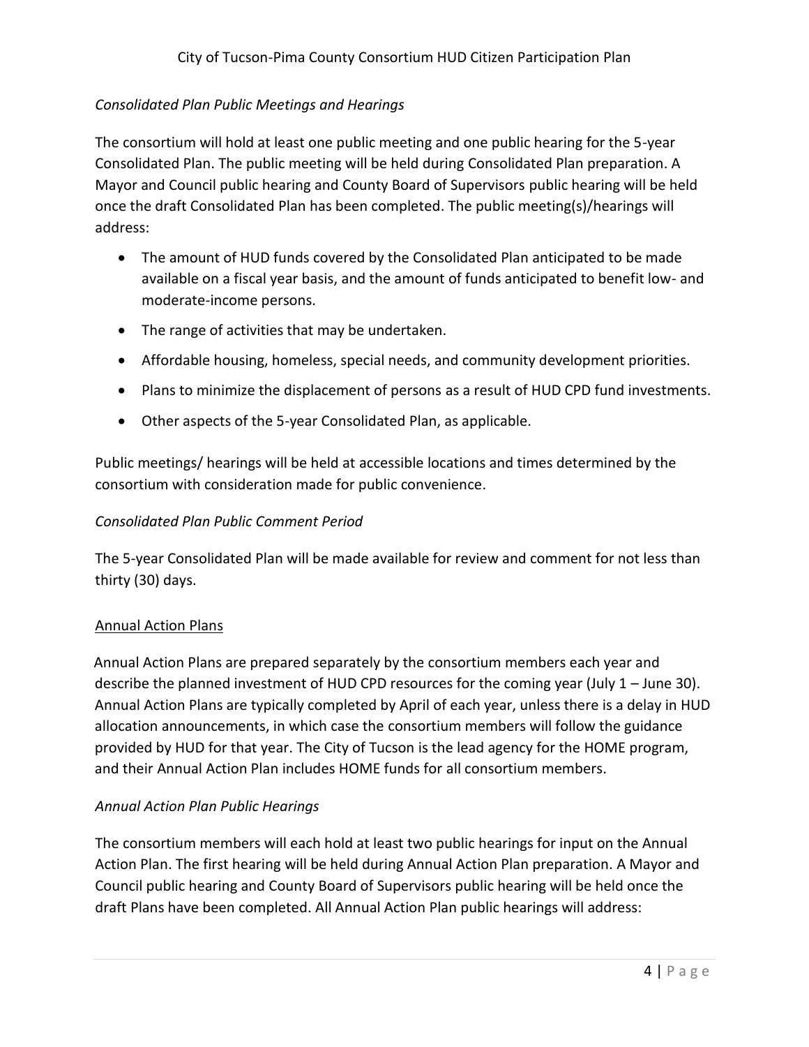*Consolidated Plan Public Meetings and Hearings*

The consortium will hold at least one public meeting and one public hearing for the 5-year Consolidated Plan. The public meeting will be held during Consolidated Plan preparation. A Mayor and Council public hearing and County Board of Supervisors public hearing will be held once the draft Consolidated Plan has been completed. The public meeting(s)/hearings will address:

- The amount of HUD funds covered by the Consolidated Plan anticipated to be made available on a fiscal year basis, and the amount of funds anticipated to benefit low- and moderate-income persons.
- The range of activities that may be undertaken.
- Affordable housing, homeless, special needs, and community development priorities.
- Plans to minimize the displacement of persons as a result of HUD CPD fund investments.
- Other aspects of the 5-year Consolidated Plan, as applicable.

Public meetings/ hearings will be held at accessible locations and times determined by the consortium with consideration made for public convenience.

*Consolidated Plan Public Comment Period*

The 5-year Consolidated Plan will be made available for review and comment for not less than thirty (30) days.

<u>Annual Action Plans</u>

Annual Action Plans are prepared separately by the consortium members each year and describe the planned investment of HUD CPD resources for the coming year (July 1 – June 30). Annual Action Plans are typically completed by April of each year, unless there is a delay in HUD allocation announcements, in which case the consortium members will follow the guidance provided by HUD for that year. The City of Tucson is the lead agency for the HOME program, and their Annual Action Plan includes HOME funds for all consortium members.

*Annual Action Plan Public Hearings*

The consortium members will each hold at least two public hearings for input on the Annual Action Plan. The first hearing will be held during Annual Action Plan preparation. A Mayor and Council public hearing and County Board of Supervisors public hearing will be held once the draft Plans have been completed. All Annual Action Plan public hearings will address: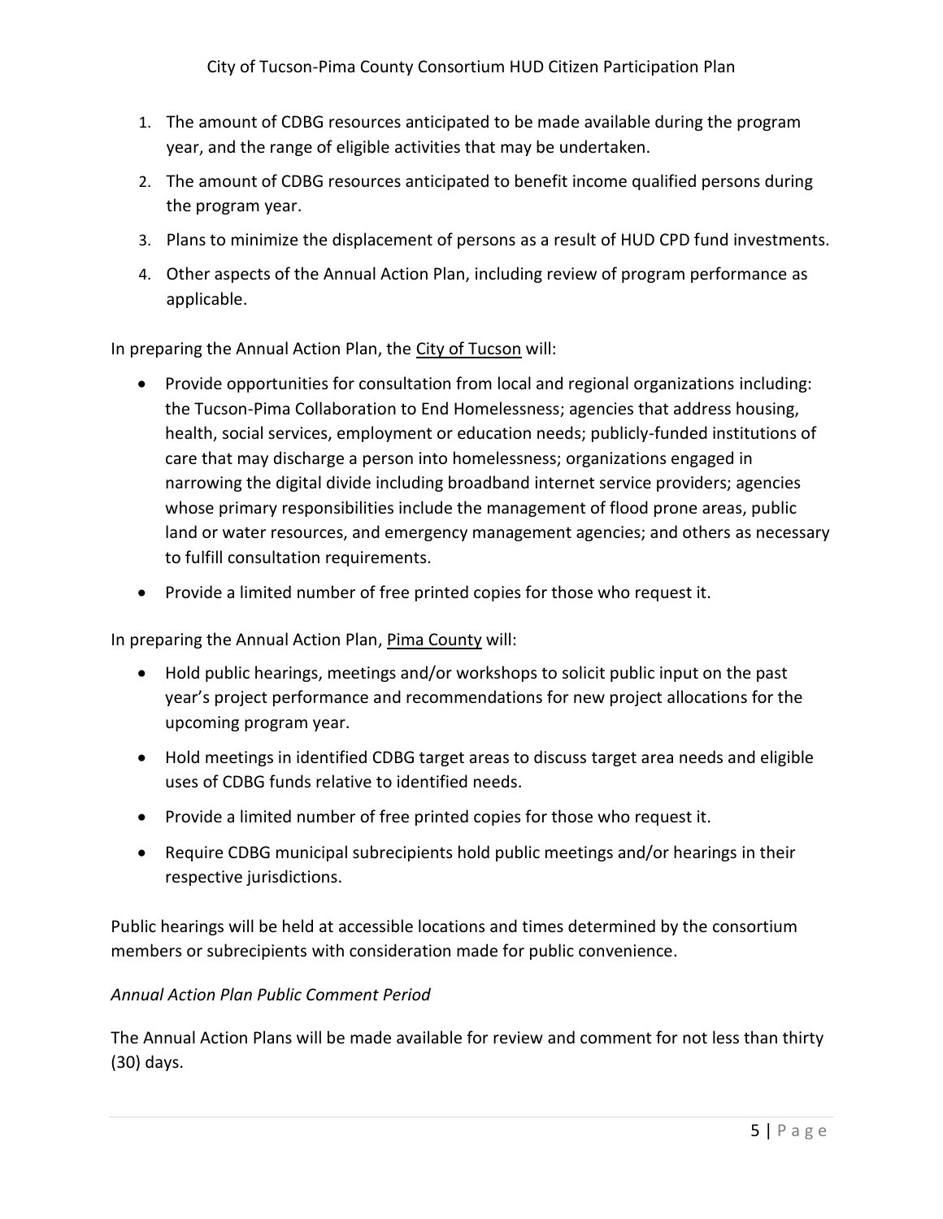1. The amount of CDBG resources anticipated to be made available during the program year, and the range of eligible activities that may be undertaken.
2. The amount of CDBG resources anticipated to benefit income qualified persons during the program year.
3. Plans to minimize the displacement of persons as a result of HUD CPD fund investments.
4. Other aspects of the Annual Action Plan, including review of program performance as applicable.

In preparing the Annual Action Plan, the City of Tucson will:

- Provide opportunities for consultation from local and regional organizations including: the Tucson-Pima Collaboration to End Homelessness; agencies that address housing, health, social services, employment or education needs; publicly-funded institutions of care that may discharge a person into homelessness; organizations engaged in narrowing the digital divide including broadband internet service providers; agencies whose primary responsibilities include the management of flood prone areas, public land or water resources, and emergency management agencies; and others as necessary to fulfill consultation requirements.
- Provide a limited number of free printed copies for those who request it.

In preparing the Annual Action Plan, Pima County will:

- Hold public hearings, meetings and/or workshops to solicit public input on the past year's project performance and recommendations for new project allocations for the upcoming program year.
- Hold meetings in identified CDBG target areas to discuss target area needs and eligible uses of CDBG funds relative to identified needs.
- Provide a limited number of free printed copies for those who request it.
- Require CDBG municipal subrecipients hold public meetings and/or hearings in their respective jurisdictions.

Public hearings will be held at accessible locations and times determined by the consortium members or subrecipients with consideration made for public convenience.

*Annual Action Plan Public Comment Period*

The Annual Action Plans will be made available for review and comment for not less than thirty (30) days.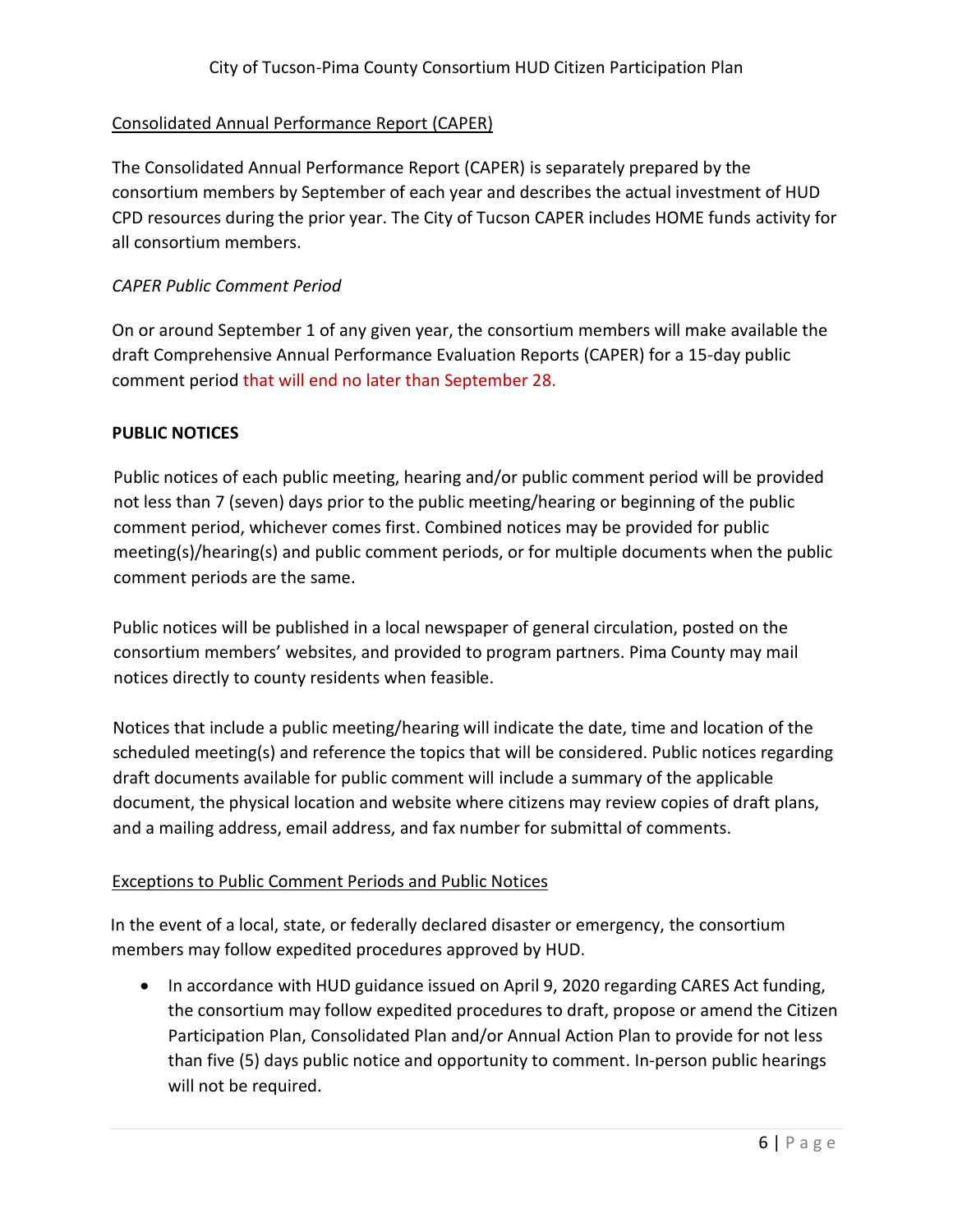<u>Consolidated Annual Performance Report (CAPER)</u>

The Consolidated Annual Performance Report (CAPER) is separately prepared by the consortium members by September of each year and describes the actual investment of HUD CPD resources during the prior year. The City of Tucson CAPER includes HOME funds activity for all consortium members.

*CAPER Public Comment Period*

On or around September 1 of any given year, the consortium members will make available the draft Comprehensive Annual Performance Evaluation Reports (CAPER) for a 15-day public comment period that will end no later than September 28.

**PUBLIC NOTICES**

Public notices of each public meeting, hearing and/or public comment period will be provided not less than 7 (seven) days prior to the public meeting/hearing or beginning of the public comment period, whichever comes first. Combined notices may be provided for public meeting(s)/hearing(s) and public comment periods, or for multiple documents when the public comment periods are the same.

Public notices will be published in a local newspaper of general circulation, posted on the consortium members' websites, and provided to program partners. Pima County may mail notices directly to county residents when feasible.

Notices that include a public meeting/hearing will indicate the date, time and location of the scheduled meeting(s) and reference the topics that will be considered. Public notices regarding draft documents available for public comment will include a summary of the applicable document, the physical location and website where citizens may review copies of draft plans, and a mailing address, email address, and fax number for submittal of comments.

<u>Exceptions to Public Comment Periods and Public Notices</u>

In the event of a local, state, or federally declared disaster or emergency, the consortium members may follow expedited procedures approved by HUD.

- In accordance with HUD guidance issued on April 9, 2020 regarding CARES Act funding, the consortium may follow expedited procedures to draft, propose or amend the Citizen Participation Plan, Consolidated Plan and/or Annual Action Plan to provide for not less than five (5) days public notice and opportunity to comment. In-person public hearings will not be required.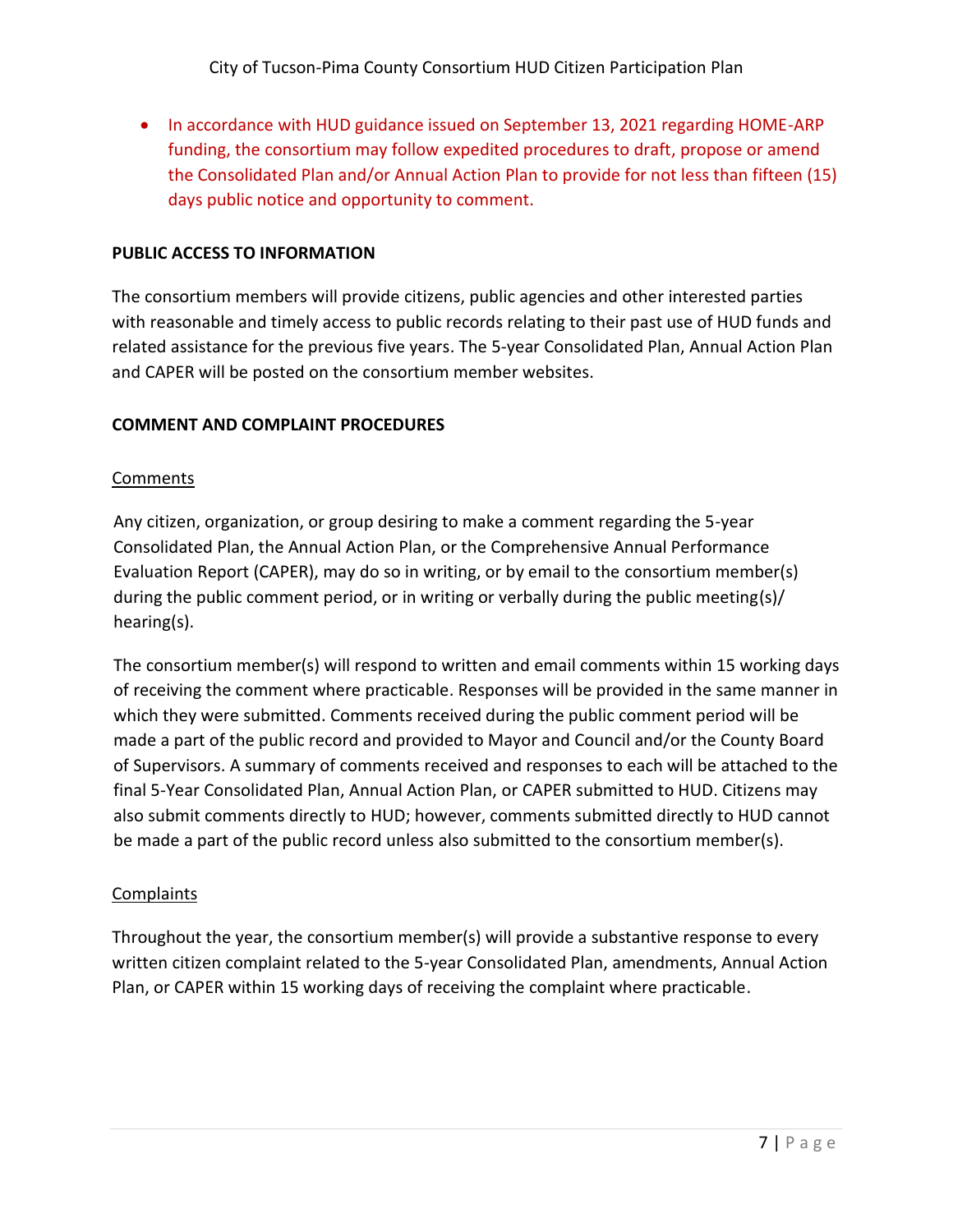- In accordance with HUD guidance issued on September 13, 2021 regarding HOME-ARP funding, the consortium may follow expedited procedures to draft, propose or amend the Consolidated Plan and/or Annual Action Plan to provide for not less than fifteen (15) days public notice and opportunity to comment.

**PUBLIC ACCESS TO INFORMATION**

The consortium members will provide citizens, public agencies and other interested parties with reasonable and timely access to public records relating to their past use of HUD funds and related assistance for the previous five years. The 5-year Consolidated Plan, Annual Action Plan and CAPER will be posted on the consortium member websites.

**COMMENT AND COMPLAINT PROCEDURES**

Comments

Any citizen, organization, or group desiring to make a comment regarding the 5-year Consolidated Plan, the Annual Action Plan, or the Comprehensive Annual Performance Evaluation Report (CAPER), may do so in writing, or by email to the consortium member(s) during the public comment period, or in writing or verbally during the public meeting(s)/ hearing(s).

The consortium member(s) will respond to written and email comments within 15 working days of receiving the comment where practicable. Responses will be provided in the same manner in which they were submitted. Comments received during the public comment period will be made a part of the public record and provided to Mayor and Council and/or the County Board of Supervisors. A summary of comments received and responses to each will be attached to the final 5-Year Consolidated Plan, Annual Action Plan, or CAPER submitted to HUD. Citizens may also submit comments directly to HUD; however, comments submitted directly to HUD cannot be made a part of the public record unless also submitted to the consortium member(s).

Complaints

Throughout the year, the consortium member(s) will provide a substantive response to every written citizen complaint related to the 5-year Consolidated Plan, amendments, Annual Action Plan, or CAPER within 15 working days of receiving the complaint where practicable.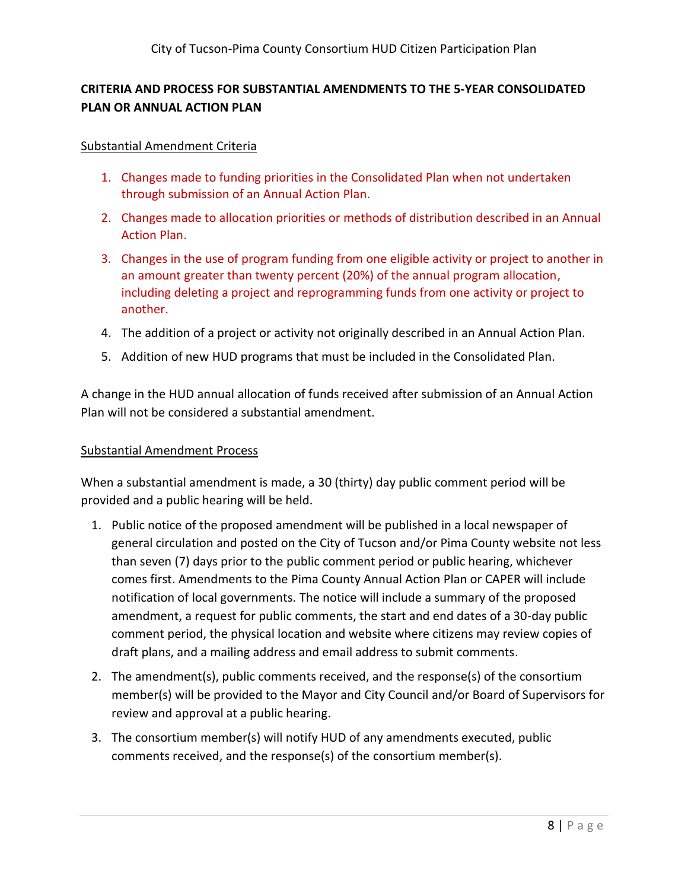## CRITERIA AND PROCESS FOR SUBSTANTIAL AMENDMENTS TO THE 5-YEAR CONSOLIDATED PLAN OR ANNUAL ACTION PLAN

### Substantial Amendment Criteria

1. Changes made to funding priorities in the Consolidated Plan when not undertaken through submission of an Annual Action Plan.
2. Changes made to allocation priorities or methods of distribution described in an Annual Action Plan.
3. Changes in the use of program funding from one eligible activity or project to another in an amount greater than twenty percent (20%) of the annual program allocation, including deleting a project and reprogramming funds from one activity or project to another.
4. The addition of a project or activity not originally described in an Annual Action Plan.
5. Addition of new HUD programs that must be included in the Consolidated Plan.

A change in the HUD annual allocation of funds received after submission of an Annual Action Plan will not be considered a substantial amendment.

### Substantial Amendment Process

When a substantial amendment is made, a 30 (thirty) day public comment period will be provided and a public hearing will be held.

1. Public notice of the proposed amendment will be published in a local newspaper of general circulation and posted on the City of Tucson and/or Pima County website not less than seven (7) days prior to the public comment period or public hearing, whichever comes first. Amendments to the Pima County Annual Action Plan or CAPER will include notification of local governments. The notice will include a summary of the proposed amendment, a request for public comments, the start and end dates of a 30-day public comment period, the physical location and website where citizens may review copies of draft plans, and a mailing address and email address to submit comments.
2. The amendment(s), public comments received, and the response(s) of the consortium member(s) will be provided to the Mayor and City Council and/or Board of Supervisors for review and approval at a public hearing.
3. The consortium member(s) will notify HUD of any amendments executed, public comments received, and the response(s) of the consortium member(s).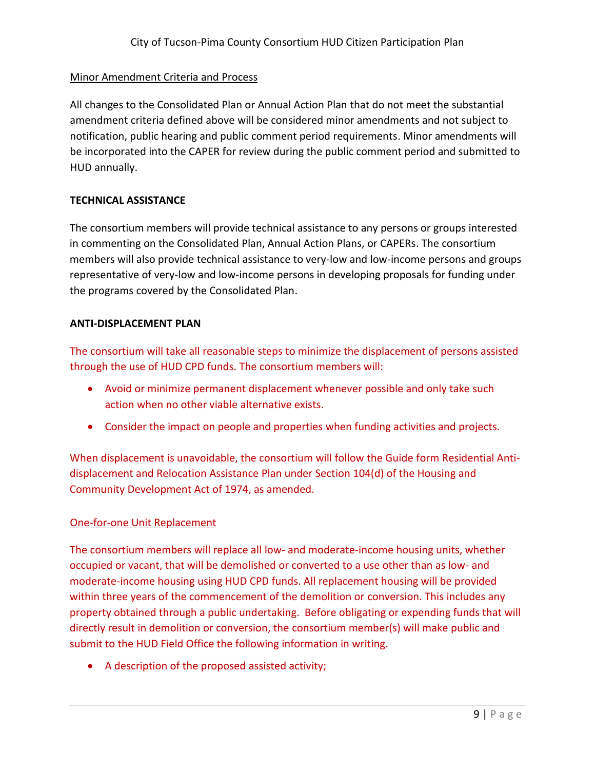Minor Amendment Criteria and Process

All changes to the Consolidated Plan or Annual Action Plan that do not meet the substantial amendment criteria defined above will be considered minor amendments and not subject to notification, public hearing and public comment period requirements. Minor amendments will be incorporated into the CAPER for review during the public comment period and submitted to HUD annually.

**TECHNICAL ASSISTANCE**

The consortium members will provide technical assistance to any persons or groups interested in commenting on the Consolidated Plan, Annual Action Plans, or CAPERs. The consortium members will also provide technical assistance to very-low and low-income persons and groups representative of very-low and low-income persons in developing proposals for funding under the programs covered by the Consolidated Plan.

**ANTI-DISPLACEMENT PLAN**

The consortium will take all reasonable steps to minimize the displacement of persons assisted through the use of HUD CPD funds. The consortium members will:

- Avoid or minimize permanent displacement whenever possible and only take such action when no other viable alternative exists.
- Consider the impact on people and properties when funding activities and projects.

When displacement is unavoidable, the consortium will follow the Guide form Residential Anti-displacement and Relocation Assistance Plan under Section 104(d) of the Housing and Community Development Act of 1974, as amended.

One-for-one Unit Replacement

The consortium members will replace all low- and moderate-income housing units, whether occupied or vacant, that will be demolished or converted to a use other than as low- and moderate-income housing using HUD CPD funds. All replacement housing will be provided within three years of the commencement of the demolition or conversion. This includes any property obtained through a public undertaking. Before obligating or expending funds that will directly result in demolition or conversion, the consortium member(s) will make public and submit to the HUD Field Office the following information in writing.

- A description of the proposed assisted activity;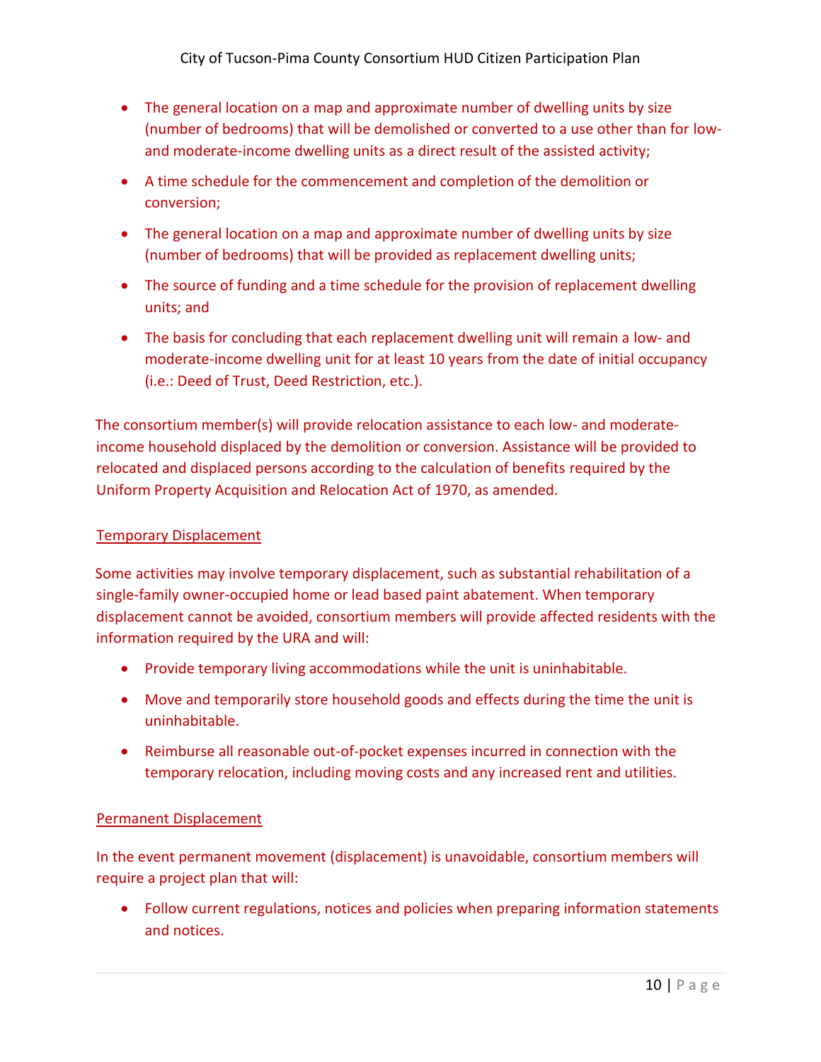- The general location on a map and approximate number of dwelling units by size (number of bedrooms) that will be demolished or converted to a use other than for low- and moderate-income dwelling units as a direct result of the assisted activity;
- A time schedule for the commencement and completion of the demolition or conversion;
- The general location on a map and approximate number of dwelling units by size (number of bedrooms) that will be provided as replacement dwelling units;
- The source of funding and a time schedule for the provision of replacement dwelling units; and
- The basis for concluding that each replacement dwelling unit will remain a low- and moderate-income dwelling unit for at least 10 years from the date of initial occupancy (i.e.: Deed of Trust, Deed Restriction, etc.).

The consortium member(s) will provide relocation assistance to each low- and moderate-income household displaced by the demolition or conversion. Assistance will be provided to relocated and displaced persons according to the calculation of benefits required by the Uniform Property Acquisition and Relocation Act of 1970, as amended.

<u>Temporary Displacement</u>

Some activities may involve temporary displacement, such as substantial rehabilitation of a single-family owner-occupied home or lead based paint abatement. When temporary displacement cannot be avoided, consortium members will provide affected residents with the information required by the URA and will:

- Provide temporary living accommodations while the unit is uninhabitable.
- Move and temporarily store household goods and effects during the time the unit is uninhabitable.
- Reimburse all reasonable out-of-pocket expenses incurred in connection with the temporary relocation, including moving costs and any increased rent and utilities.

<u>Permanent Displacement</u>

In the event permanent movement (displacement) is unavoidable, consortium members will require a project plan that will:

- Follow current regulations, notices and policies when preparing information statements and notices.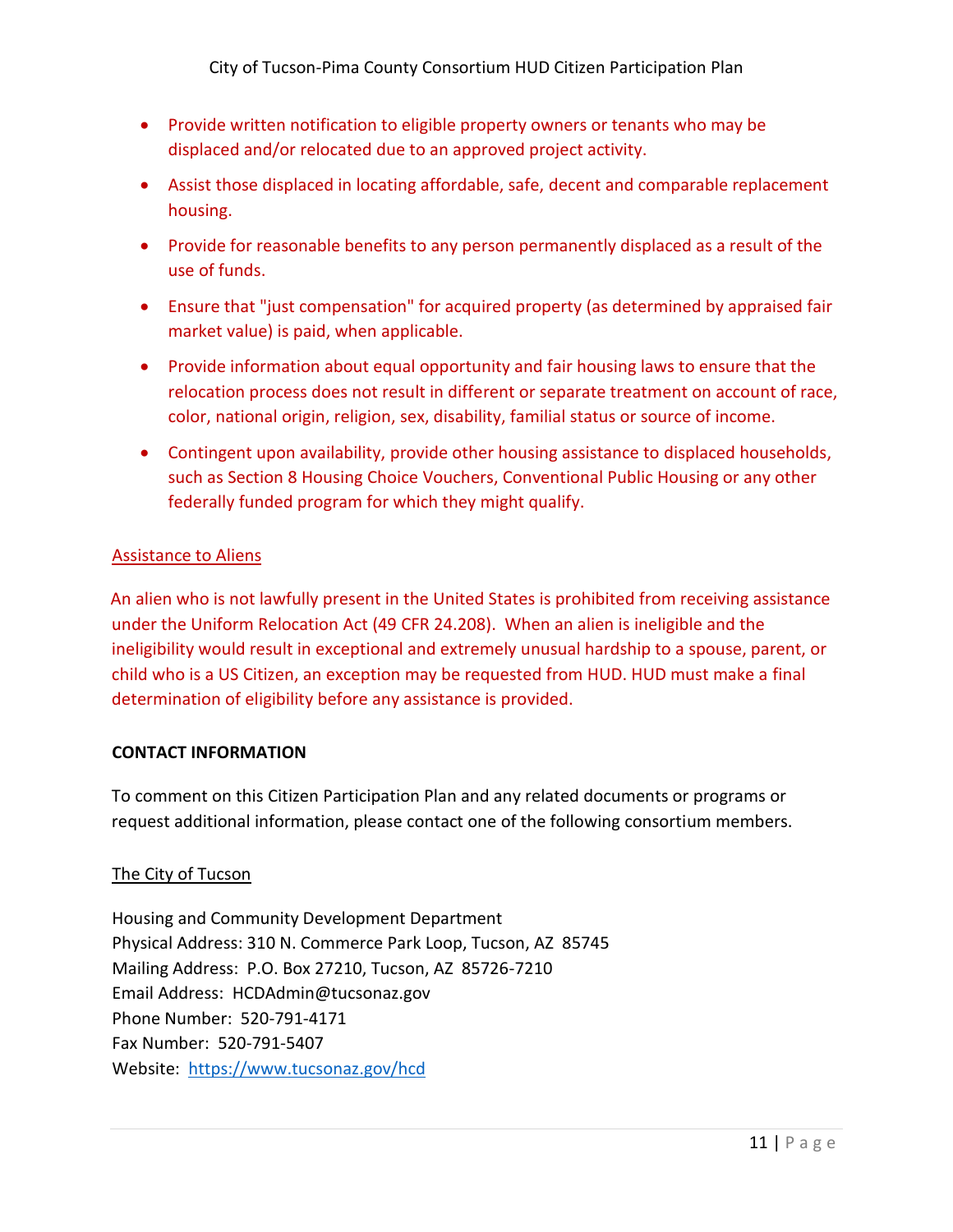- Provide written notification to eligible property owners or tenants who may be displaced and/or relocated due to an approved project activity.
- Assist those displaced in locating affordable, safe, decent and comparable replacement housing.
- Provide for reasonable benefits to any person permanently displaced as a result of the use of funds.
- Ensure that "just compensation" for acquired property (as determined by appraised fair market value) is paid, when applicable.
- Provide information about equal opportunity and fair housing laws to ensure that the relocation process does not result in different or separate treatment on account of race, color, national origin, religion, sex, disability, familial status or source of income.
- Contingent upon availability, provide other housing assistance to displaced households, such as Section 8 Housing Choice Vouchers, Conventional Public Housing or any other federally funded program for which they might qualify.

Assistance to Aliens

An alien who is not lawfully present in the United States is prohibited from receiving assistance under the Uniform Relocation Act (49 CFR 24.208). When an alien is ineligible and the ineligibility would result in exceptional and extremely unusual hardship to a spouse, parent, or child who is a US Citizen, an exception may be requested from HUD. HUD must make a final determination of eligibility before any assistance is provided.

**CONTACT INFORMATION**

To comment on this Citizen Participation Plan and any related documents or programs or request additional information, please contact one of the following consortium members.

The City of Tucson

Housing and Community Development Department
Physical Address: 310 N. Commerce Park Loop, Tucson, AZ 85745
Mailing Address: P.O. Box 27210, Tucson, AZ 85726-7210
Email Address: HCDAdmin@tucsonaz.gov
Phone Number: 520-791-4171
Fax Number: 520-791-5407
Website: https://www.tucsonaz.gov/hcd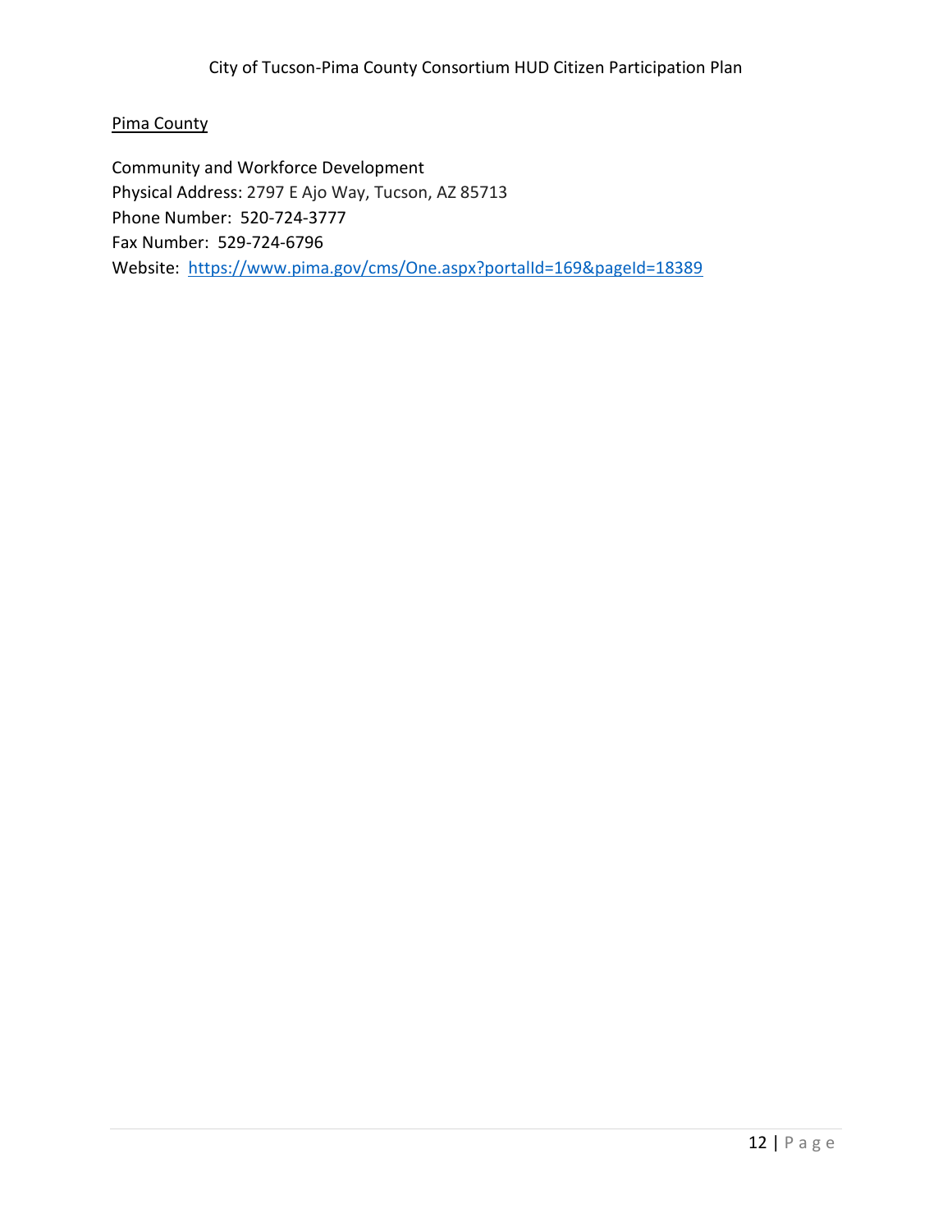Pima County

Community and Workforce Development
Physical Address: 2797 E Ajo Way, Tucson, AZ 85713
Phone Number: 520-724-3777
Fax Number: 529-724-6796
Website: [https://www.pima.gov/cms/One.aspx?portalId=169&pageId=18389](https://www.pima.gov/cms/One.aspx?portalId=169&pageId=18389)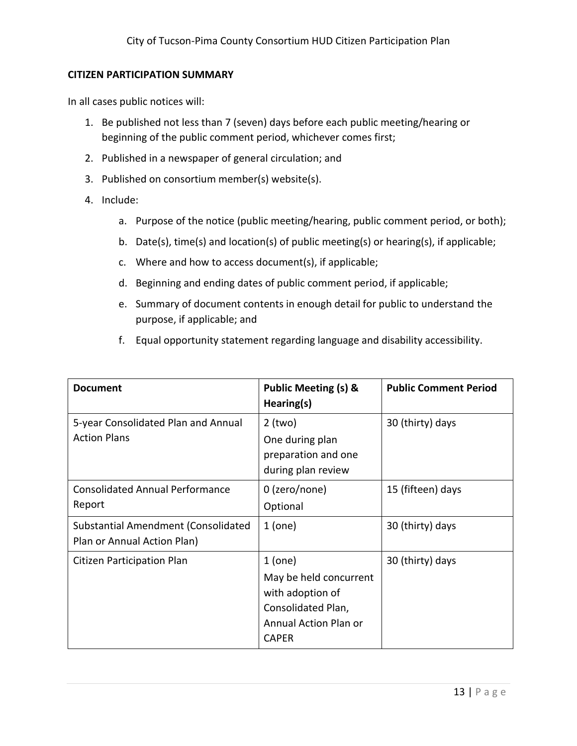## CITIZEN PARTICIPATION SUMMARY

In all cases public notices will:

1. Be published not less than 7 (seven) days before each public meeting/hearing or beginning of the public comment period, whichever comes first;
2. Published in a newspaper of general circulation; and
3. Published on consortium member(s) website(s).
4. Include:
   a. Purpose of the notice (public meeting/hearing, public comment period, or both);
   b. Date(s), time(s) and location(s) of public meeting(s) or hearing(s), if applicable;
   c. Where and how to access document(s), if applicable;
   d. Beginning and ending dates of public comment period, if applicable;
   e. Summary of document contents in enough detail for public to understand the purpose, if applicable; and
   f. Equal opportunity statement regarding language and disability accessibility.

| Document | Public Meeting (s) & Hearing(s) | Public Comment Period |
|---|---|---|
| 5-year Consolidated Plan and Annual Action Plans | 2 (two)<br>One during plan preparation and one during plan review | 30 (thirty) days |
| Consolidated Annual Performance Report | 0 (zero/none)<br>Optional | 15 (fifteen) days |
| Substantial Amendment (Consolidated Plan or Annual Action Plan) | 1 (one) | 30 (thirty) days |
| Citizen Participation Plan | 1 (one)<br>May be held concurrent with adoption of Consolidated Plan, Annual Action Plan or CAPER | 30 (thirty) days |